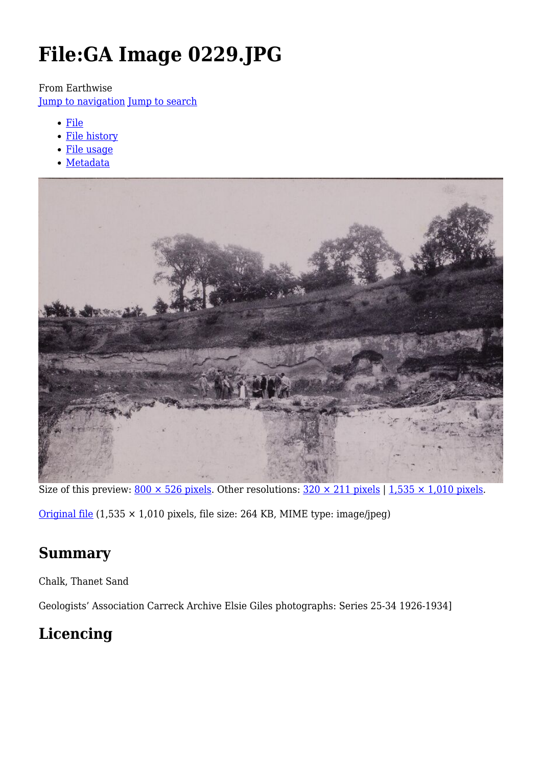# File:GA Image 0229.JPG

From Earthwise

Jump to navigation Jump to search

- File
- File history
- File usage
- Metadata

Size of this preview: 800 × 526 pixels. Other resolutions: 320 × 211 pixels | 1,535 × 1,010 pixels.

Original file (1,535 × 1,010 pixels, file size: 264 KB, MIME type: image/jpeg)

## Summary

Chalk, Thanet Sand

Geologists' Association Carreck Archive Elsie Giles photographs: Series 25-34 1926-1934]

## Licencing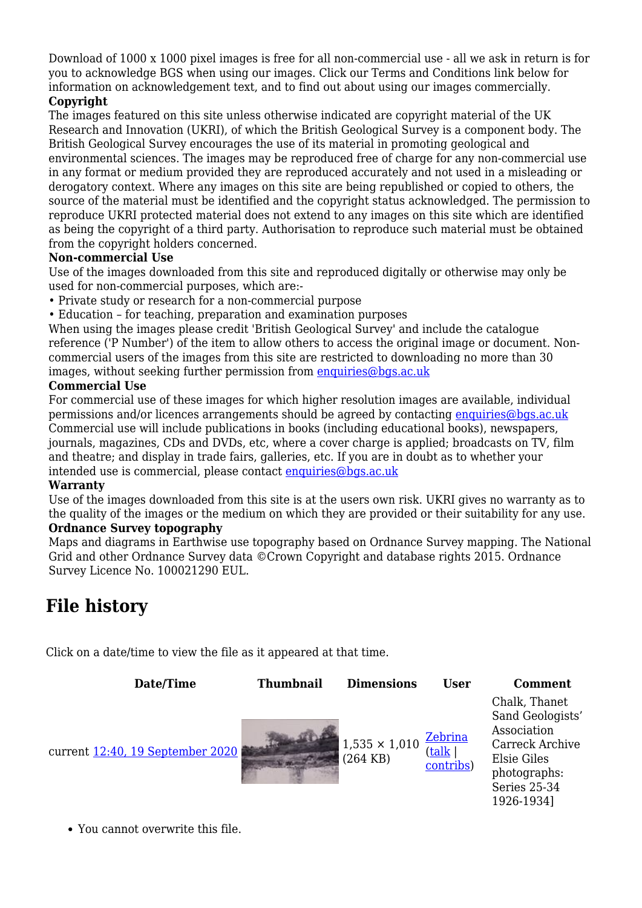Download of 1000 x 1000 pixel images is free for all non-commercial use - all we ask in return is for you to acknowledge BGS when using our images. Click our Terms and Conditions link below for information on acknowledgement text, and to find out about using our images commercially.

**Copyright**

The images featured on this site unless otherwise indicated are copyright material of the UK Research and Innovation (UKRI), of which the British Geological Survey is a component body. The British Geological Survey encourages the use of its material in promoting geological and environmental sciences. The images may be reproduced free of charge for any non-commercial use in any format or medium provided they are reproduced accurately and not used in a misleading or derogatory context. Where any images on this site are being republished or copied to others, the source of the material must be identified and the copyright status acknowledged. The permission to reproduce UKRI protected material does not extend to any images on this site which are identified as being the copyright of a third party. Authorisation to reproduce such material must be obtained from the copyright holders concerned.

**Non-commercial Use**

Use of the images downloaded from this site and reproduced digitally or otherwise may only be used for non-commercial purposes, which are:-

• Private study or research for a non-commercial purpose

• Education – for teaching, preparation and examination purposes

When using the images please credit 'British Geological Survey' and include the catalogue reference ('P Number') of the item to allow others to access the original image or document. Non-commercial users of the images from this site are restricted to downloading no more than 30 images, without seeking further permission from enquiries@bgs.ac.uk

**Commercial Use**

For commercial use of these images for which higher resolution images are available, individual permissions and/or licences arrangements should be agreed by contacting enquiries@bgs.ac.uk Commercial use will include publications in books (including educational books), newspapers, journals, magazines, CDs and DVDs, etc, where a cover charge is applied; broadcasts on TV, film and theatre; and display in trade fairs, galleries, etc. If you are in doubt as to whether your intended use is commercial, please contact enquiries@bgs.ac.uk

**Warranty**

Use of the images downloaded from this site is at the users own risk. UKRI gives no warranty as to the quality of the images or the medium on which they are provided or their suitability for any use.

**Ordnance Survey topography**

Maps and diagrams in Earthwise use topography based on Ordnance Survey mapping. The National Grid and other Ordnance Survey data ©Crown Copyright and database rights 2015. Ordnance Survey Licence No. 100021290 EUL.

## File history

Click on a date/time to view the file as it appeared at that time.

| Date/Time | Thumbnail | Dimensions | User | Comment |
|---|---|---|---|---|
| current 12:40, 19 September 2020 | | 1,535 × 1,010 (264 KB) | Zebrina (talk \| contribs) | Chalk, Thanet Sand Geologists' Association Carreck Archive Elsie Giles photographs: Series 25-34 1926-1934] |

- You cannot overwrite this file.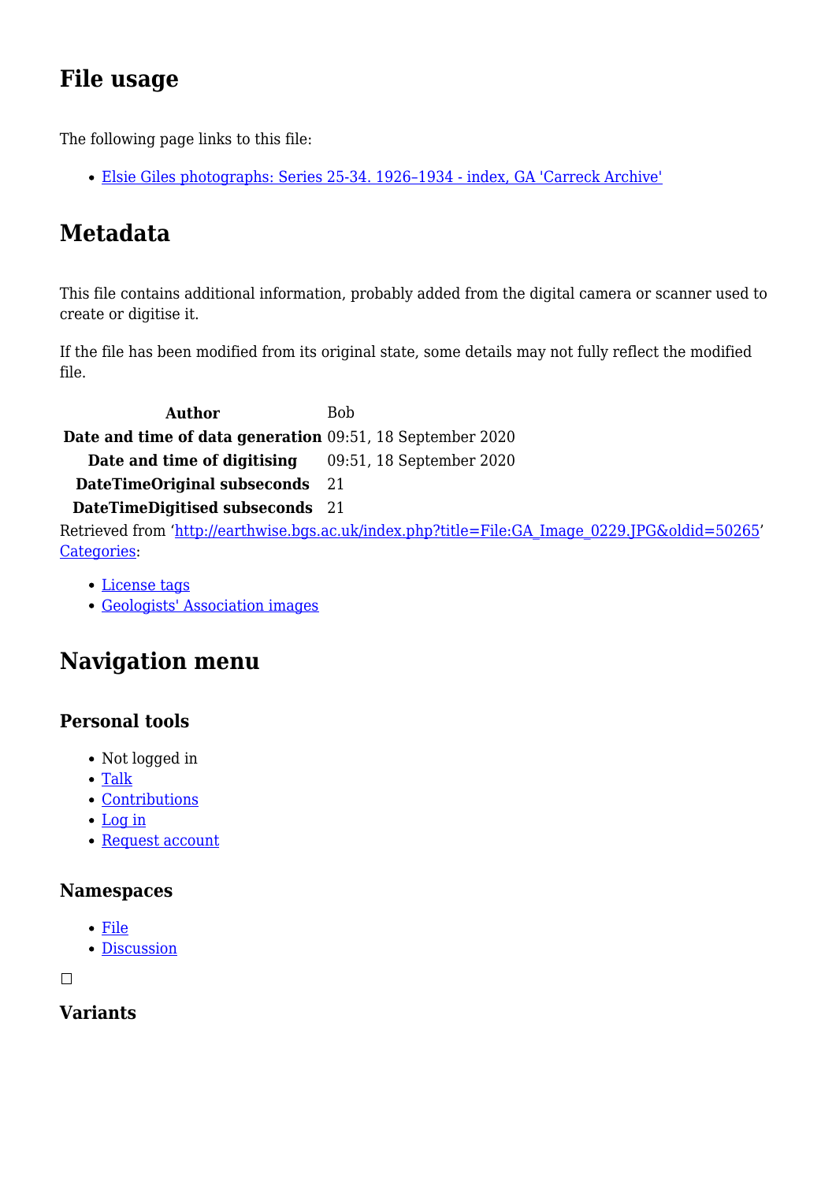## File usage

The following page links to this file:

- Elsie Giles photographs: Series 25-34. 1926–1934 - index, GA 'Carreck Archive'

## Metadata

This file contains additional information, probably added from the digital camera or scanner used to create or digitise it.

If the file has been modified from its original state, some details may not fully reflect the modified file.

| | |
|---|---|
| **Author** | Bob |
| **Date and time of data generation** | 09:51, 18 September 2020 |
| **Date and time of digitising** | 09:51, 18 September 2020 |
| **DateTimeOriginal subseconds** | 21 |
| **DateTimeDigitised subseconds** | 21 |

Retrieved from 'http://earthwise.bgs.ac.uk/index.php?title=File:GA_Image_0229.JPG&oldid=50265'
Categories:

- License tags
- Geologists' Association images

## Navigation menu

### Personal tools

- Not logged in
- Talk
- Contributions
- Log in
- Request account

### Namespaces

- File
- Discussion

☐

### Variants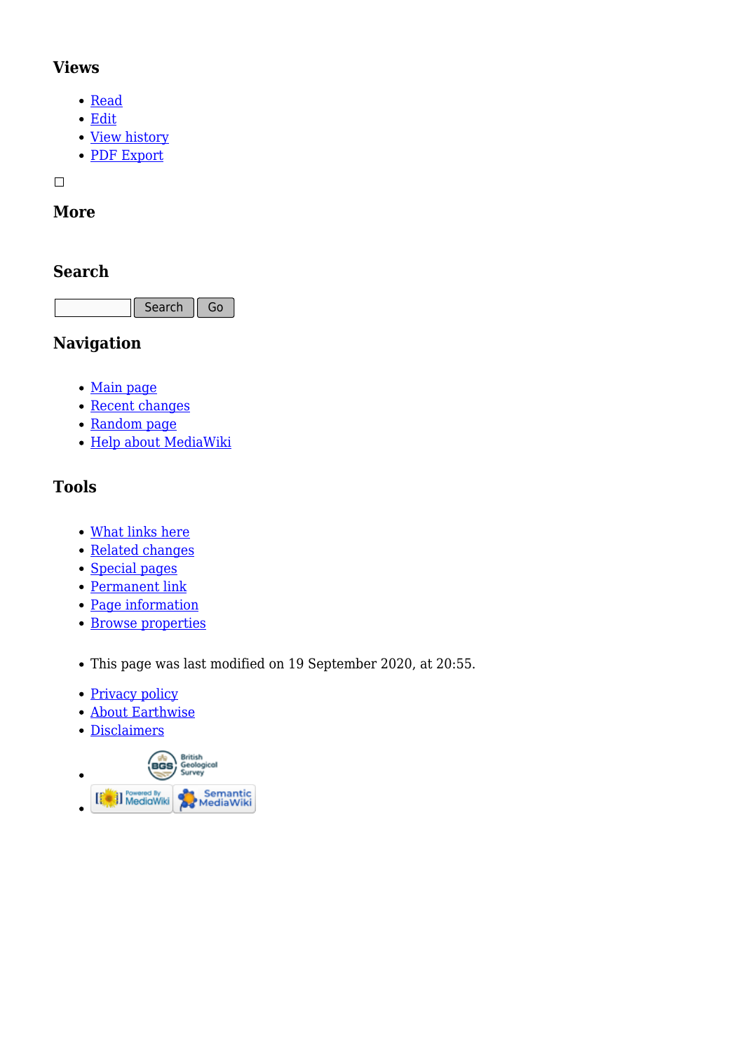### Views

- Read
- Edit
- View history
- PDF Export

### More

### Search

Search Go

### Navigation

- Main page
- Recent changes
- Random page
- Help about MediaWiki

### Tools

- What links here
- Related changes
- Special pages
- Permanent link
- Page information
- Browse properties

- This page was last modified on 19 September 2020, at 20:55.

- Privacy policy
- About Earthwise
- Disclaimers